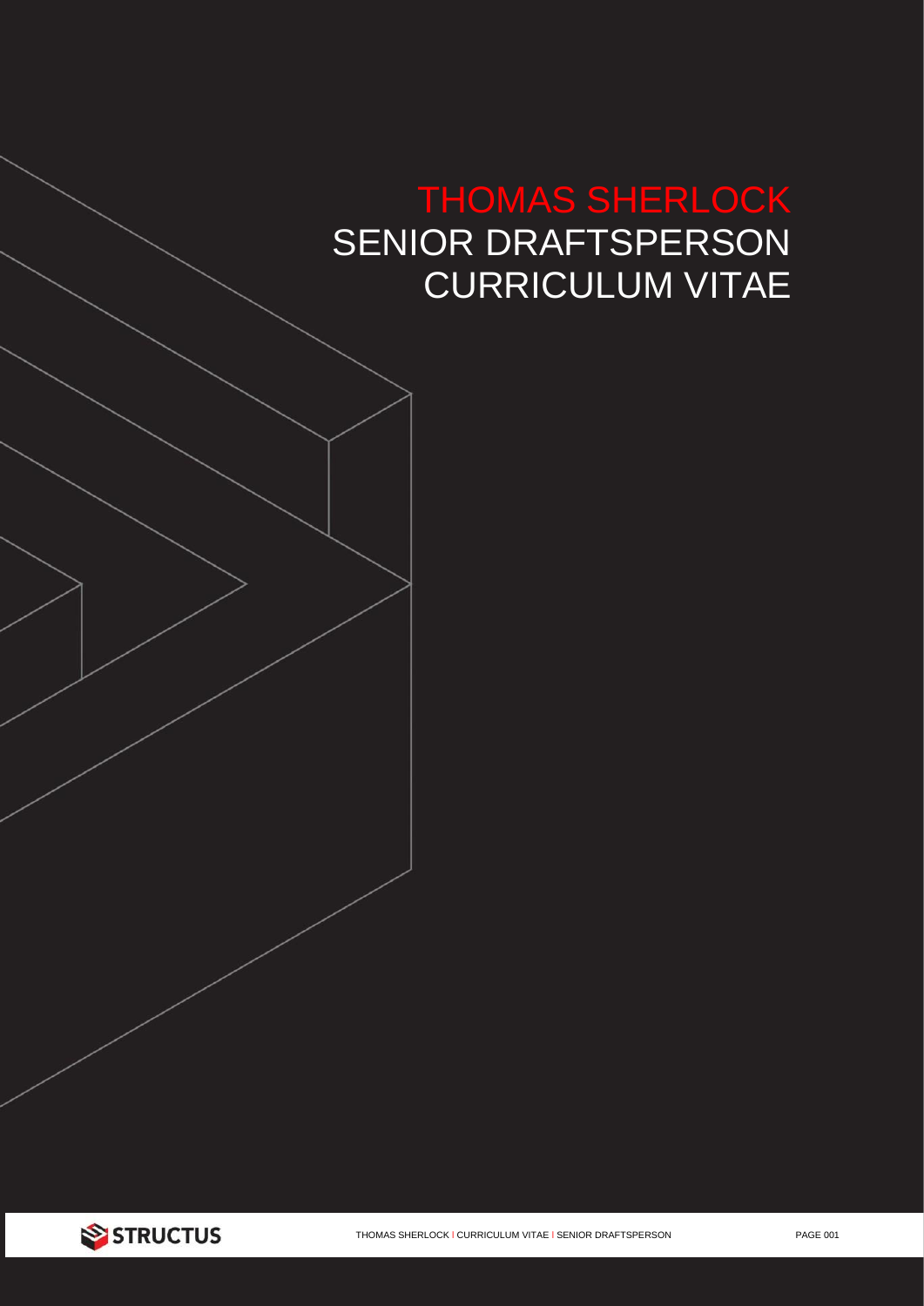# THOMAS SHERLOCK

## SENIOR DRAFTSPERSON

## CURRICULUM VITAE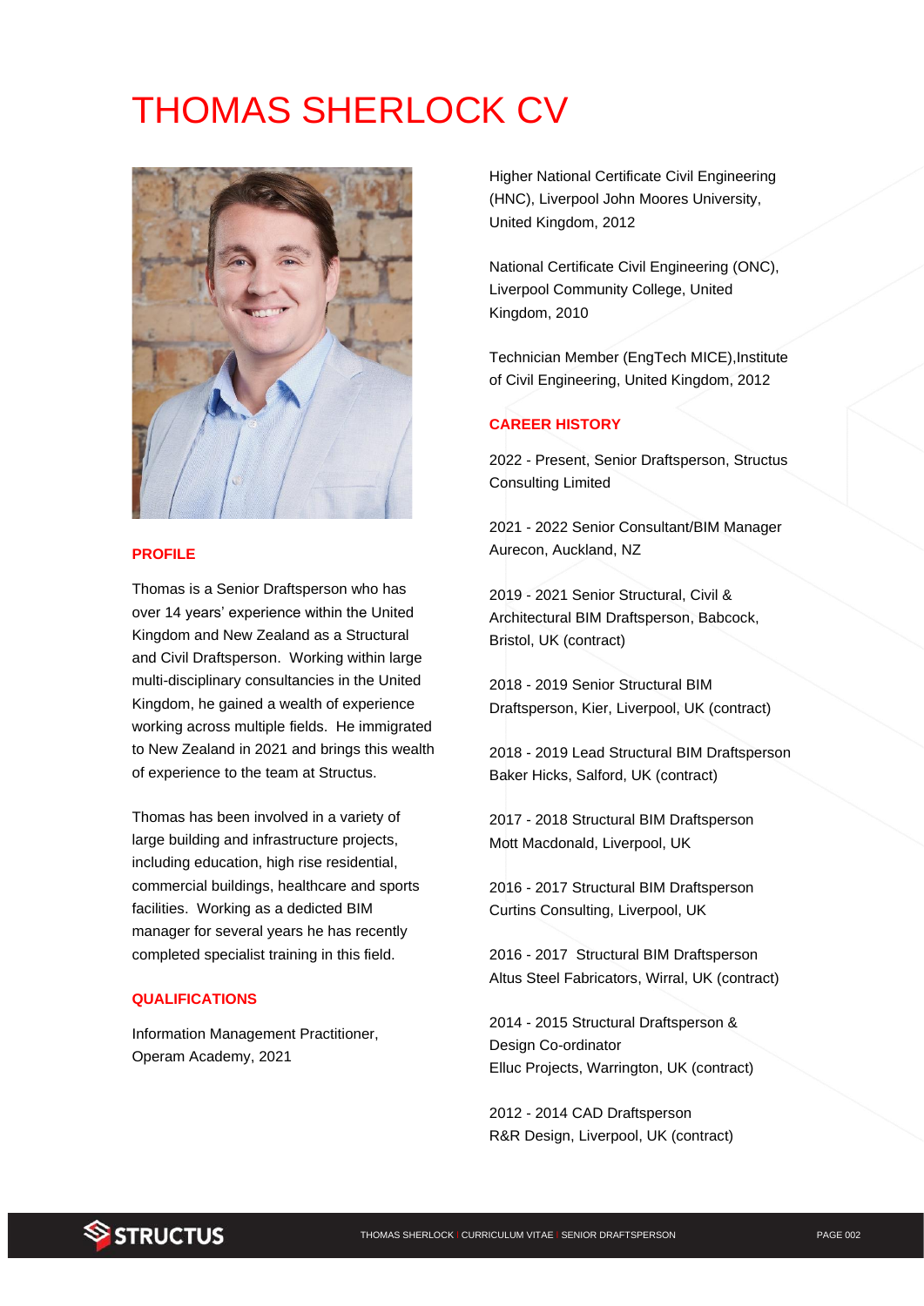# THOMAS SHERLOCK CV

## PROFILE

Thomas is a Senior Draftsperson who has over 14 years' experience within the United Kingdom and New Zealand as a Structural and Civil Draftsperson. Working within large multi-disciplinary consultancies in the United Kingdom, he gained a wealth of experience working across multiple fields. He immigrated to New Zealand in 2021 and brings this wealth of experience to the team at Structus.

Thomas has been involved in a variety of large building and infrastructure projects, including education, high rise residential, commercial buildings, healthcare and sports facilities. Working as a dedicted BIM manager for several years he has recently completed specialist training in this field.

## QUALIFICATIONS

Information Management Practitioner, Operam Academy, 2021

Higher National Certificate Civil Engineering (HNC), Liverpool John Moores University, United Kingdom, 2012

National Certificate Civil Engineering (ONC), Liverpool Community College, United Kingdom, 2010

Technician Member (EngTech MICE),Institute of Civil Engineering, United Kingdom, 2012

## CAREER HISTORY

2022 - Present, Senior Draftsperson, Structus Consulting Limited

2021 - 2022 Senior Consultant/BIM Manager Aurecon, Auckland, NZ

2019 - 2021 Senior Structural, Civil & Architectural BIM Draftsperson, Babcock, Bristol, UK (contract)

2018 - 2019 Senior Structural BIM Draftsperson, Kier, Liverpool, UK (contract)

2018 - 2019 Lead Structural BIM Draftsperson Baker Hicks, Salford, UK (contract)

2017 - 2018 Structural BIM Draftsperson Mott Macdonald, Liverpool, UK

2016 - 2017 Structural BIM Draftsperson Curtins Consulting, Liverpool, UK

2016 - 2017 Structural BIM Draftsperson Altus Steel Fabricators, Wirral, UK (contract)

2014 - 2015 Structural Draftsperson & Design Co-ordinator
Elluc Projects, Warrington, UK (contract)

2012 - 2014 CAD Draftsperson
R&R Design, Liverpool, UK (contract)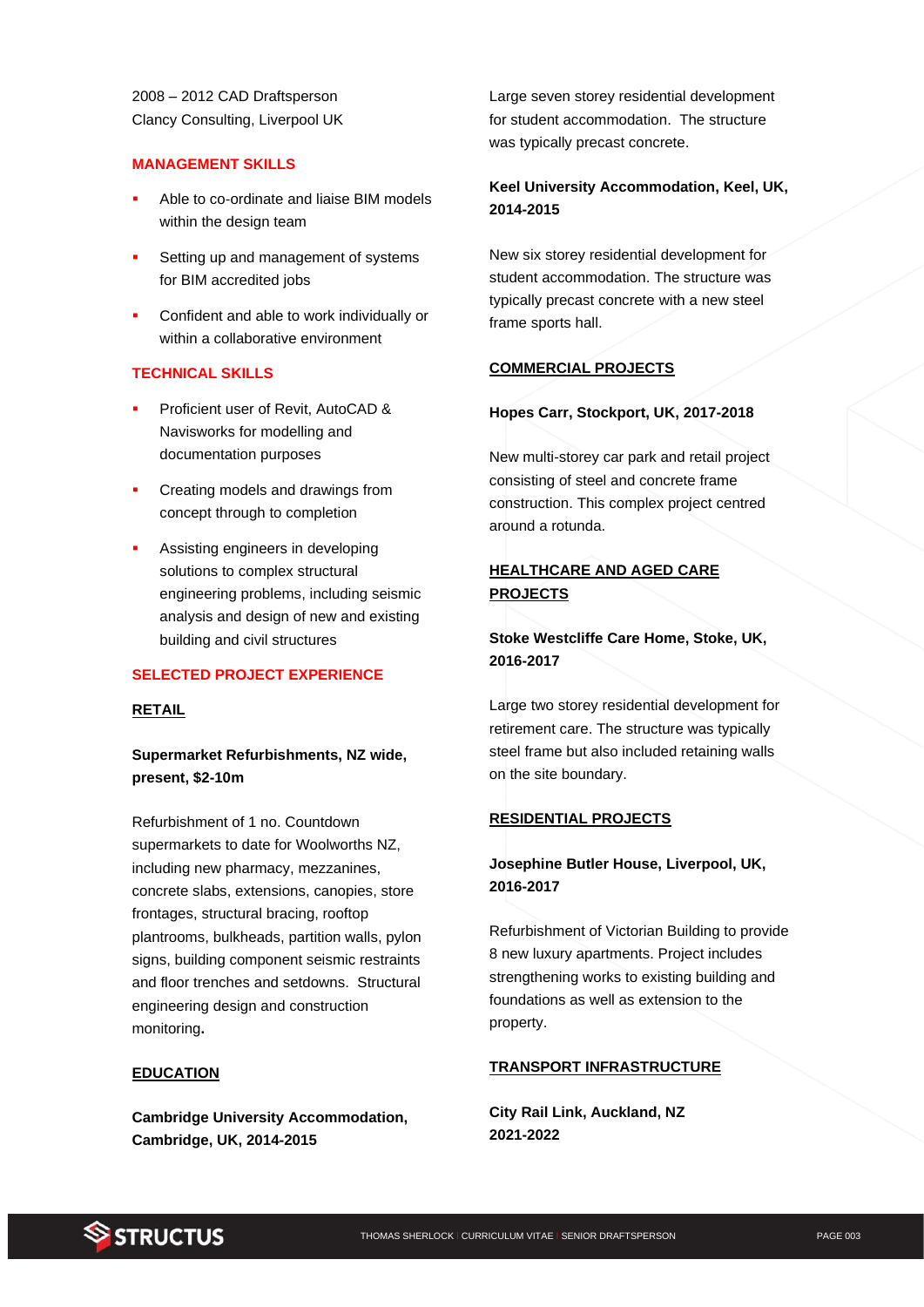2008 – 2012 CAD Draftsperson
Clancy Consulting, Liverpool UK

## MANAGEMENT SKILLS

- Able to co-ordinate and liaise BIM models within the design team
- Setting up and management of systems for BIM accredited jobs
- Confident and able to work individually or within a collaborative environment

## TECHNICAL SKILLS

- Proficient user of Revit, AutoCAD & Navisworks for modelling and documentation purposes
- Creating models and drawings from concept through to completion
- Assisting engineers in developing solutions to complex structural engineering problems, including seismic analysis and design of new and existing building and civil structures

## SELECTED PROJECT EXPERIENCE

### RETAIL

**Supermarket Refurbishments, NZ wide, present, $2-10m**

Refurbishment of 1 no. Countdown supermarkets to date for Woolworths NZ, including new pharmacy, mezzanines, concrete slabs, extensions, canopies, store frontages, structural bracing, rooftop plantrooms, bulkheads, partition walls, pylon signs, building component seismic restraints and floor trenches and setdowns. Structural engineering design and construction monitoring**.**

### EDUCATION

**Cambridge University Accommodation, Cambridge, UK, 2014-2015**

Large seven storey residential development for student accommodation. The structure was typically precast concrete.

**Keel University Accommodation, Keel, UK, 2014-2015**

New six storey residential development for student accommodation. The structure was typically precast concrete with a new steel frame sports hall.

### COMMERCIAL PROJECTS

**Hopes Carr, Stockport, UK, 2017-2018**

New multi-storey car park and retail project consisting of steel and concrete frame construction. This complex project centred around a rotunda.

### HEALTHCARE AND AGED CARE PROJECTS

**Stoke Westcliffe Care Home, Stoke, UK, 2016-2017**

Large two storey residential development for retirement care. The structure was typically steel frame but also included retaining walls on the site boundary.

### RESIDENTIAL PROJECTS

**Josephine Butler House, Liverpool, UK, 2016-2017**

Refurbishment of Victorian Building to provide 8 new luxury apartments. Project includes strengthening works to existing building and foundations as well as extension to the property.

### TRANSPORT INFRASTRUCTURE

**City Rail Link, Auckland, NZ 2021-2022**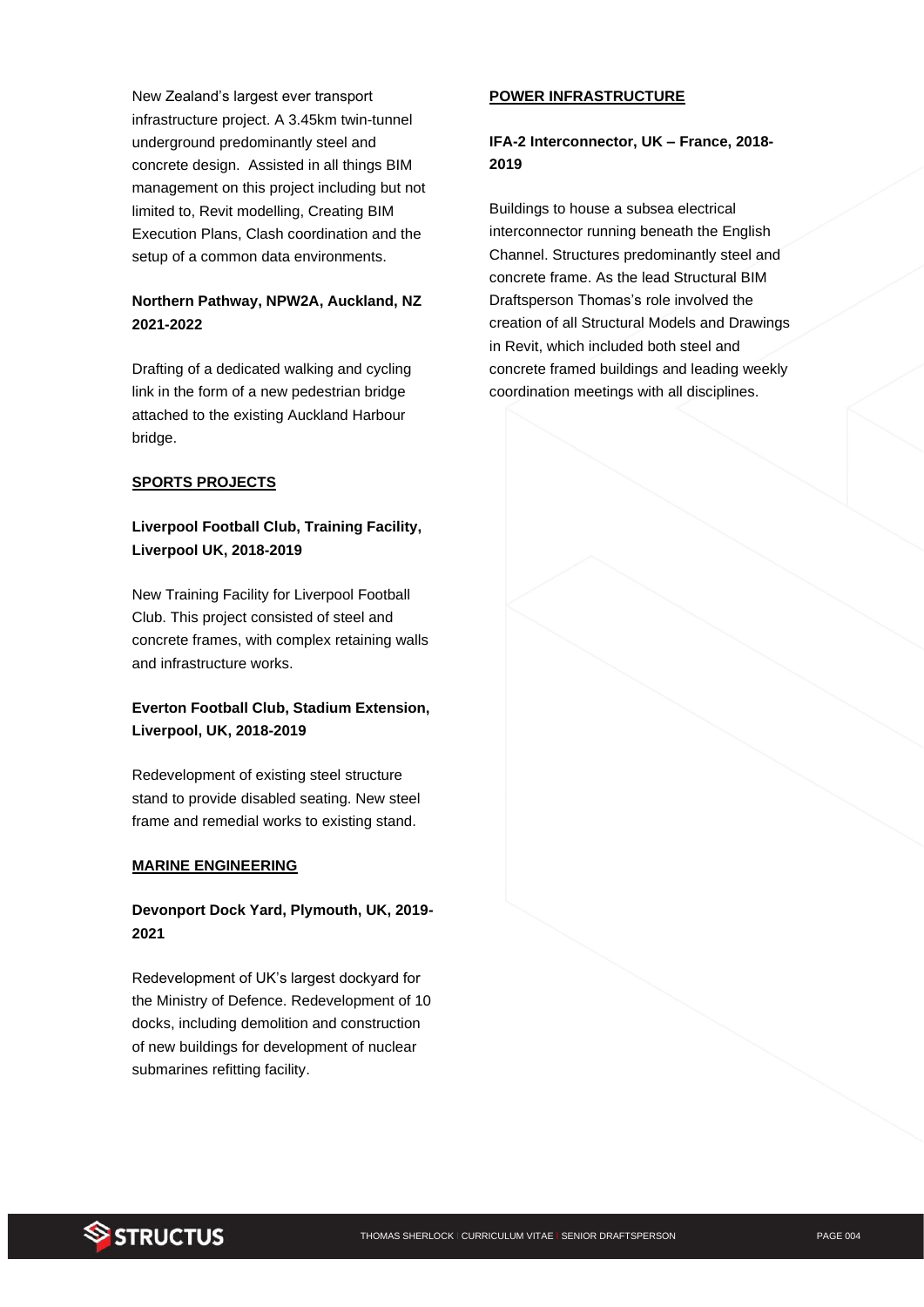New Zealand's largest ever transport infrastructure project. A 3.45km twin-tunnel underground predominantly steel and concrete design. Assisted in all things BIM management on this project including but not limited to, Revit modelling, Creating BIM Execution Plans, Clash coordination and the setup of a common data environments.

**Northern Pathway, NPW2A, Auckland, NZ 2021-2022**

Drafting of a dedicated walking and cycling link in the form of a new pedestrian bridge attached to the existing Auckland Harbour bridge.

**SPORTS PROJECTS**

**Liverpool Football Club, Training Facility, Liverpool UK, 2018-2019**

New Training Facility for Liverpool Football Club. This project consisted of steel and concrete frames, with complex retaining walls and infrastructure works.

**Everton Football Club, Stadium Extension, Liverpool, UK, 2018-2019**

Redevelopment of existing steel structure stand to provide disabled seating. New steel frame and remedial works to existing stand.

**MARINE ENGINEERING**

**Devonport Dock Yard, Plymouth, UK, 2019-2021**

Redevelopment of UK's largest dockyard for the Ministry of Defence. Redevelopment of 10 docks, including demolition and construction of new buildings for development of nuclear submarines refitting facility.

**POWER INFRASTRUCTURE**

**IFA-2 Interconnector, UK – France, 2018-2019**

Buildings to house a subsea electrical interconnector running beneath the English Channel. Structures predominantly steel and concrete frame. As the lead Structural BIM Draftsperson Thomas's role involved the creation of all Structural Models and Drawings in Revit, which included both steel and concrete framed buildings and leading weekly coordination meetings with all disciplines.